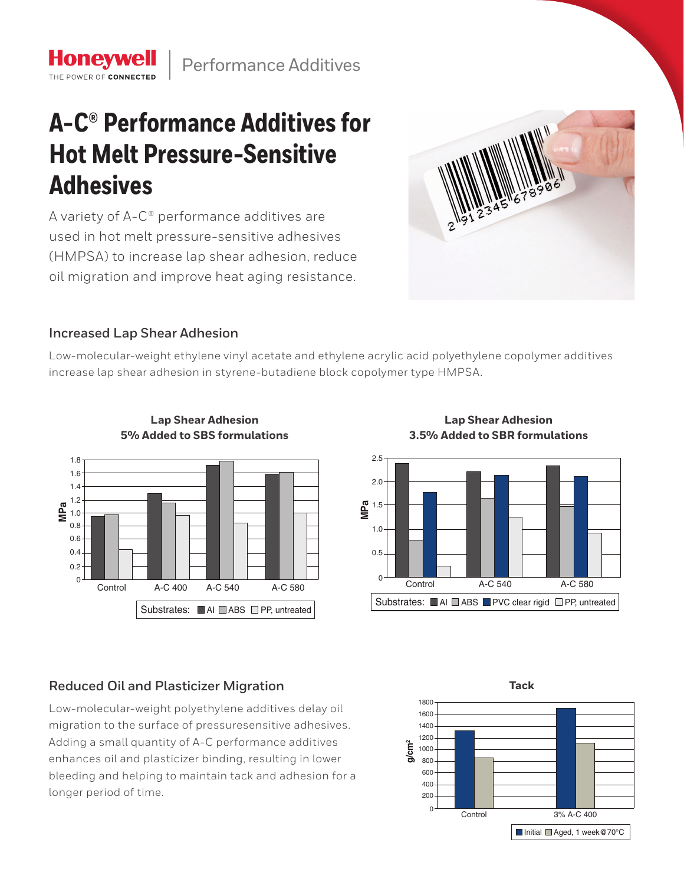Honeywell
THE POWER OF CONNECTED

Performance Additives

# A-C® Performance Additives for Hot Melt Pressure-Sensitive Adhesives

A variety of A-C® performance additives are used in hot melt pressure-sensitive adhesives (HMPSA) to increase lap shear adhesion, reduce oil migration and improve heat aging resistance.

## Increased Lap Shear Adhesion

Low-molecular-weight ethylene vinyl acetate and ethylene acrylic acid polyethylene copolymer additives increase lap shear adhesion in styrene-butadiene block copolymer type HMPSA.

**Lap Shear Adhesion**
**5% Added to SBS formulations**

MPa (0–1.8); Control, A-C 400, A-C 540, A-C 580

Substrates: Al, ABS, PP, untreated

**Lap Shear Adhesion**
**3.5% Added to SBR formulations**

MPa (0–2.5); Control, A-C 540, A-C 580

Substrates: Al, ABS, PVC clear rigid, PP, untreated

## Reduced Oil and Plasticizer Migration

Low-molecular-weight polyethylene additives delay oil migration to the surface of pressuresensitive adhesives. Adding a small quantity of A-C performance additives enhances oil and plasticizer binding, resulting in lower bleeding and helping to maintain tack and adhesion for a longer period of time.

**Tack**

g/cm² (0–1800); Control, 3% A-C 400

Initial, Aged, 1 week@70°C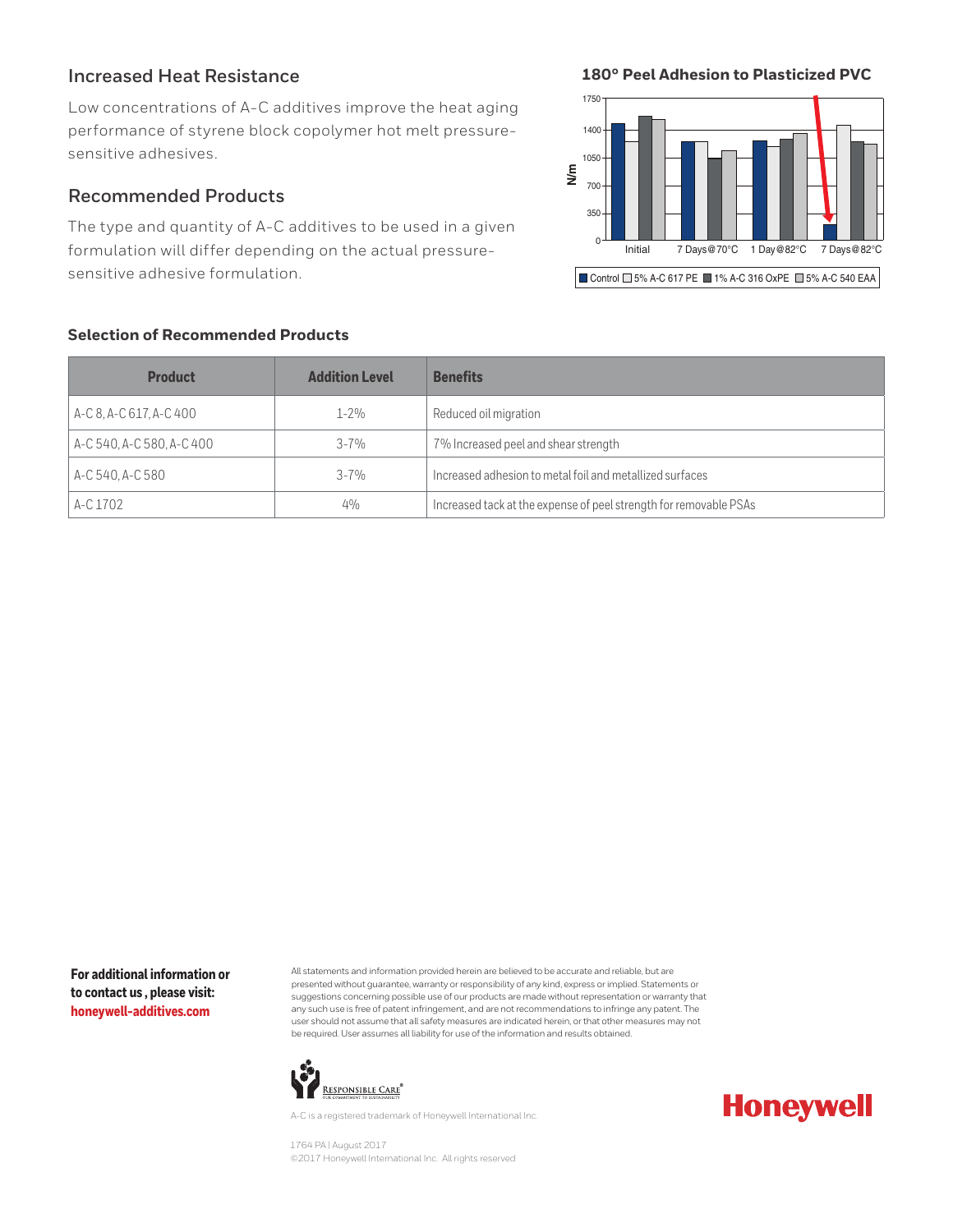## Increased Heat Resistance

Low concentrations of A-C additives improve the heat aging performance of styrene block copolymer hot melt pressure-sensitive adhesives.

## Recommended Products

The type and quantity of A-C additives to be used in a given formulation will differ depending on the actual pressure-sensitive adhesive formulation.

**180° Peel Adhesion to Plasticized PVC**

1750
1400
1050
700
350
0

N/m

Initial
7 Days@70°C
1 Day@82°C
7 Days@82°C

Control
5% A-C 617 PE
1% A-C 316 OxPE
5% A-C 540 EAA

### Selection of Recommended Products

| Product | Addition Level | Benefits |
| --- | --- | --- |
| A-C 8, A-C 617, A-C 400 | 1-2% | Reduced oil migration |
| A-C 540, A-C 580, A-C 400 | 3-7% | 7% Increased peel and shear strength |
| A-C 540, A-C 580 | 3-7% | Increased adhesion to metal foil and metallized surfaces |
| A-C 1702 | 4% | Increased tack at the expense of peel strength for removable PSAs |

**For additional information or to contact us , please visit:**
**honeywell-additives.com**

All statements and information provided herein are believed to be accurate and reliable, but are presented without guarantee, warranty or responsibility of any kind, express or implied. Statements or suggestions concerning possible use of our products are made without representation or warranty that any such use is free of patent infringement, and are not recommendations to infringe any patent. The user should not assume that all safety measures are indicated herein, or that other measures may not be required. User assumes all liability for use of the information and results obtained.

RESPONSIBLE CARE®
OUR COMMITMENT TO SUSTAINABILITY

A-C is a registered trademark of Honeywell International Inc.

1764 PA | August 2017
©2017 Honeywell International Inc. All rights reserved

Honeywell